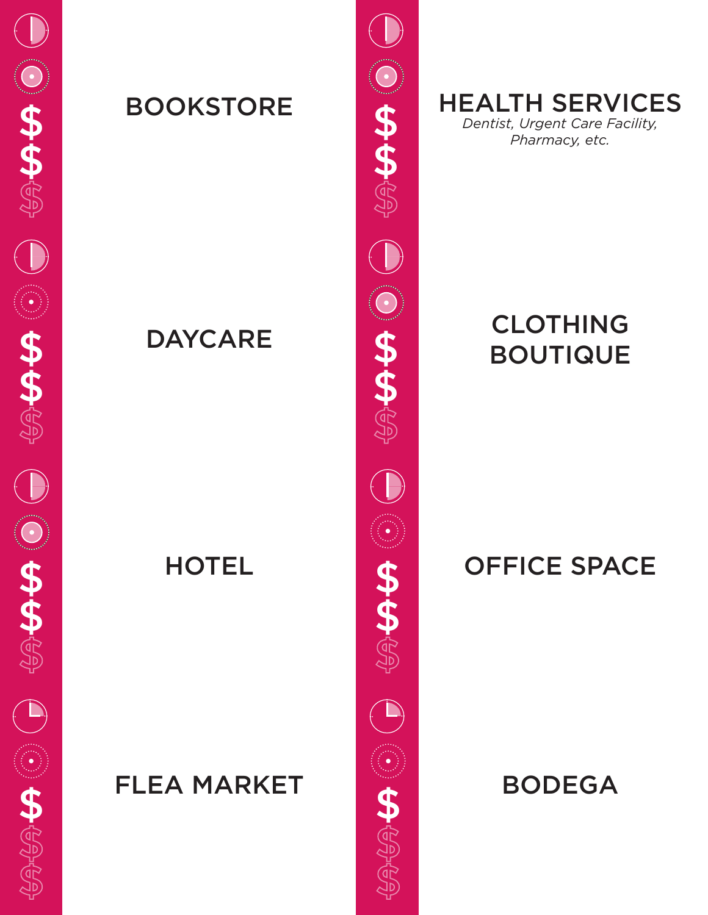BOOKSTORE

HEALTH SERVICES
*Dentist, Urgent Care Facility, Pharmacy, etc.*

DAYCARE

CLOTHING BOUTIQUE

HOTEL

OFFICE SPACE

FLEA MARKET

BODEGA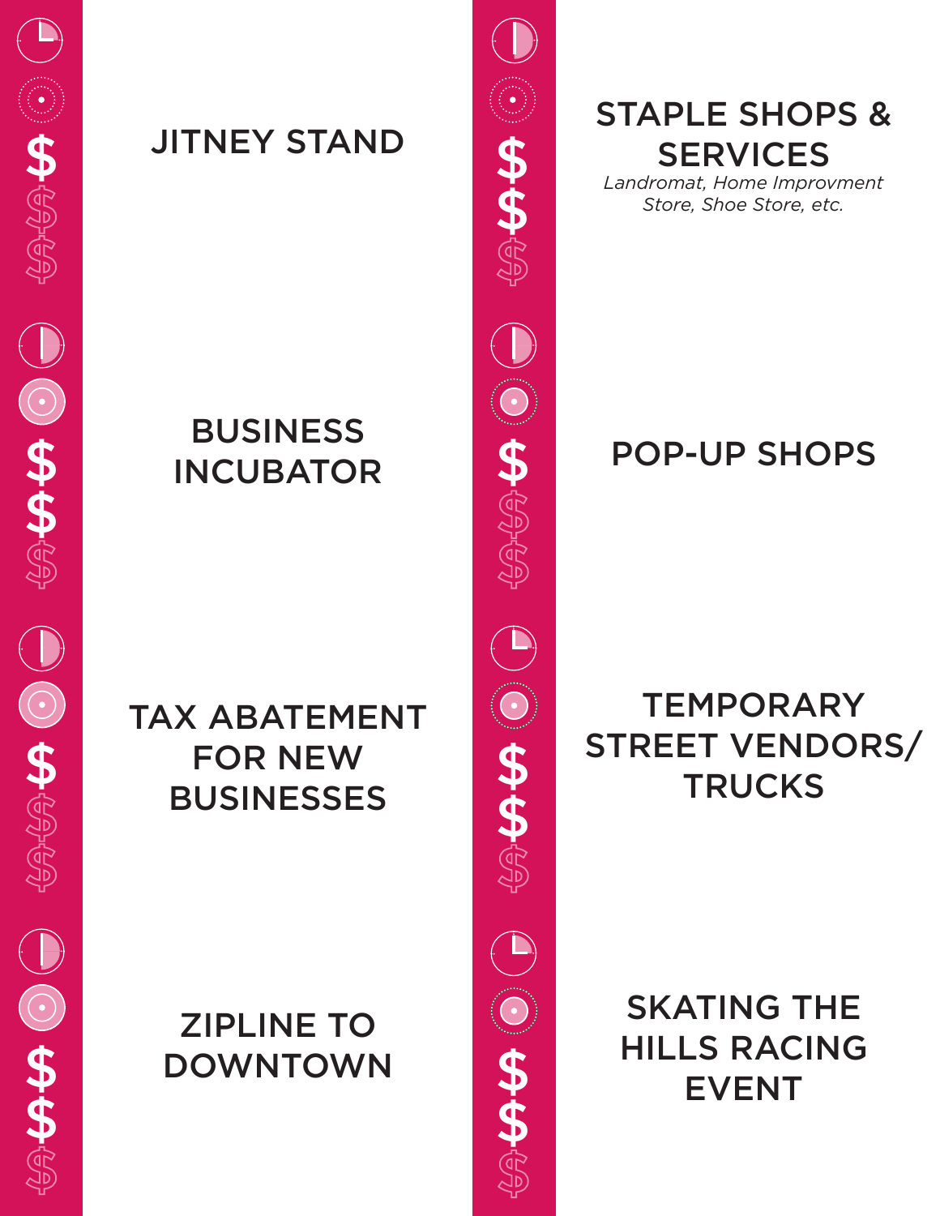## JITNEY STAND

## BUSINESS INCUBATOR

## TAX ABATEMENT FOR NEW BUSINESSES

## ZIPLINE TO DOWNTOWN

## STAPLE SHOPS & SERVICES

*Landromat, Home Improvment Store, Shoe Store, etc.*

## POP-UP SHOPS

## TEMPORARY STREET VENDORS/ TRUCKS

## SKATING THE HILLS RACING EVENT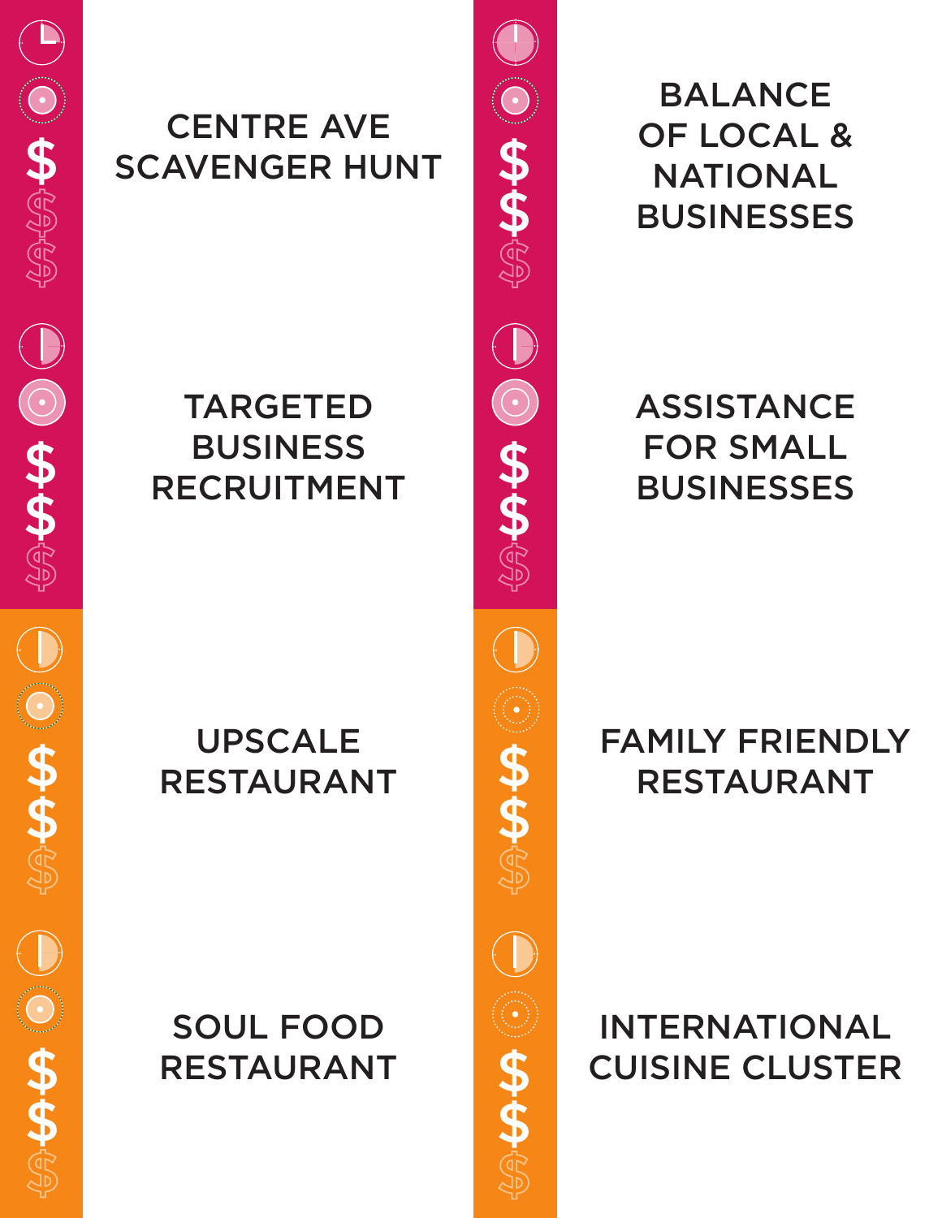CENTRE AVE SCAVENGER HUNT

BALANCE OF LOCAL & NATIONAL BUSINESSES

TARGETED BUSINESS RECRUITMENT

ASSISTANCE FOR SMALL BUSINESSES

UPSCALE RESTAURANT

FAMILY FRIENDLY RESTAURANT

SOUL FOOD RESTAURANT

INTERNATIONAL CUISINE CLUSTER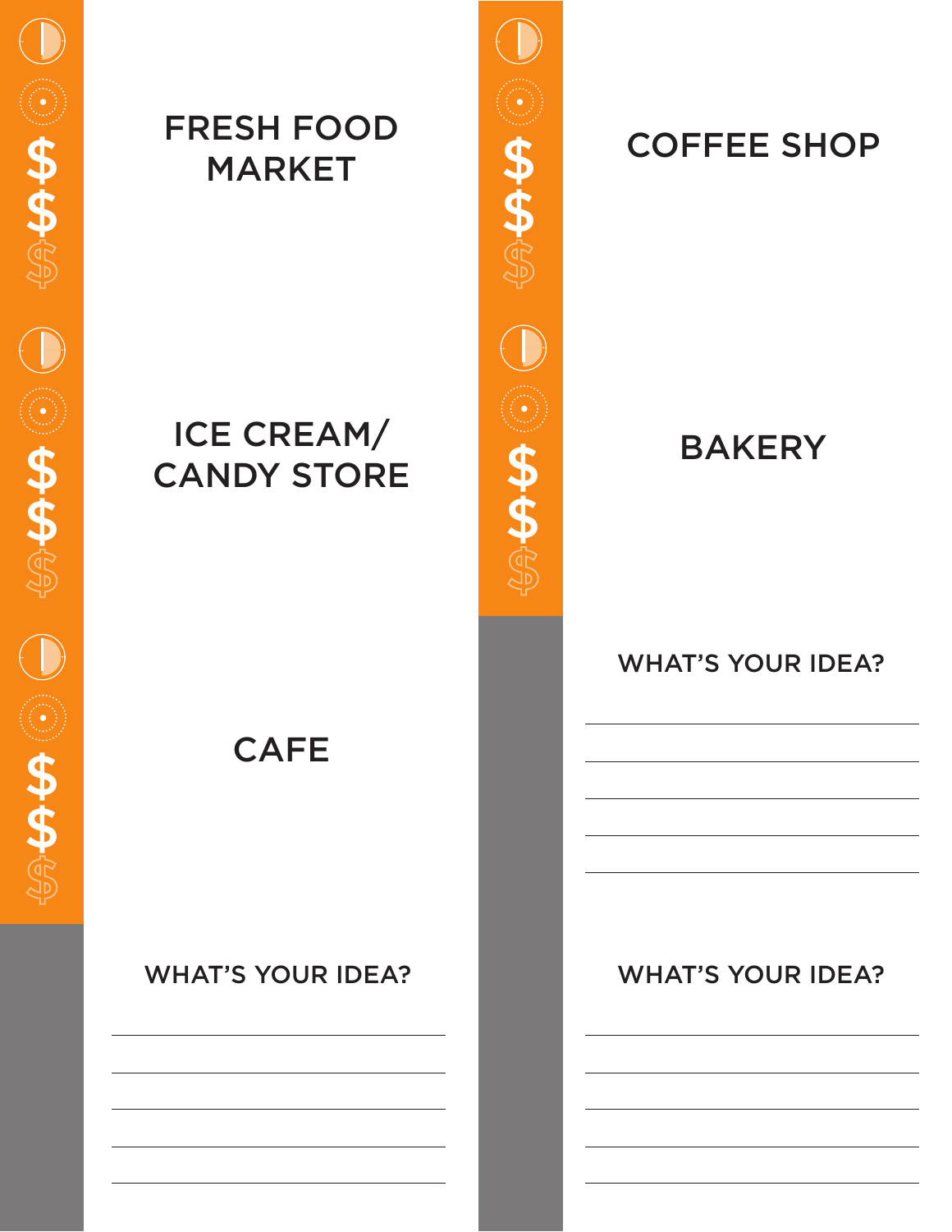FRESH FOOD MARKET

ICE CREAM/ CANDY STORE

CAFE

WHAT'S YOUR IDEA?

\_\_\_\_\_\_\_\_\_\_\_\_\_\_\_\_\_\_\_\_\_\_\_\_\_\_\_\_\_\_

\_\_\_\_\_\_\_\_\_\_\_\_\_\_\_\_\_\_\_\_\_\_\_\_\_\_\_\_\_\_

\_\_\_\_\_\_\_\_\_\_\_\_\_\_\_\_\_\_\_\_\_\_\_\_\_\_\_\_\_\_

\_\_\_\_\_\_\_\_\_\_\_\_\_\_\_\_\_\_\_\_\_\_\_\_\_\_\_\_\_\_

\_\_\_\_\_\_\_\_\_\_\_\_\_\_\_\_\_\_\_\_\_\_\_\_\_\_\_\_\_\_

COFFEE SHOP

BAKERY

WHAT'S YOUR IDEA?

\_\_\_\_\_\_\_\_\_\_\_\_\_\_\_\_\_\_\_\_\_\_\_\_\_\_\_\_\_\_

\_\_\_\_\_\_\_\_\_\_\_\_\_\_\_\_\_\_\_\_\_\_\_\_\_\_\_\_\_\_

\_\_\_\_\_\_\_\_\_\_\_\_\_\_\_\_\_\_\_\_\_\_\_\_\_\_\_\_\_\_

\_\_\_\_\_\_\_\_\_\_\_\_\_\_\_\_\_\_\_\_\_\_\_\_\_\_\_\_\_\_

\_\_\_\_\_\_\_\_\_\_\_\_\_\_\_\_\_\_\_\_\_\_\_\_\_\_\_\_\_\_

WHAT'S YOUR IDEA?

\_\_\_\_\_\_\_\_\_\_\_\_\_\_\_\_\_\_\_\_\_\_\_\_\_\_\_\_\_\_

\_\_\_\_\_\_\_\_\_\_\_\_\_\_\_\_\_\_\_\_\_\_\_\_\_\_\_\_\_\_

\_\_\_\_\_\_\_\_\_\_\_\_\_\_\_\_\_\_\_\_\_\_\_\_\_\_\_\_\_\_

\_\_\_\_\_\_\_\_\_\_\_\_\_\_\_\_\_\_\_\_\_\_\_\_\_\_\_\_\_\_

\_\_\_\_\_\_\_\_\_\_\_\_\_\_\_\_\_\_\_\_\_\_\_\_\_\_\_\_\_\_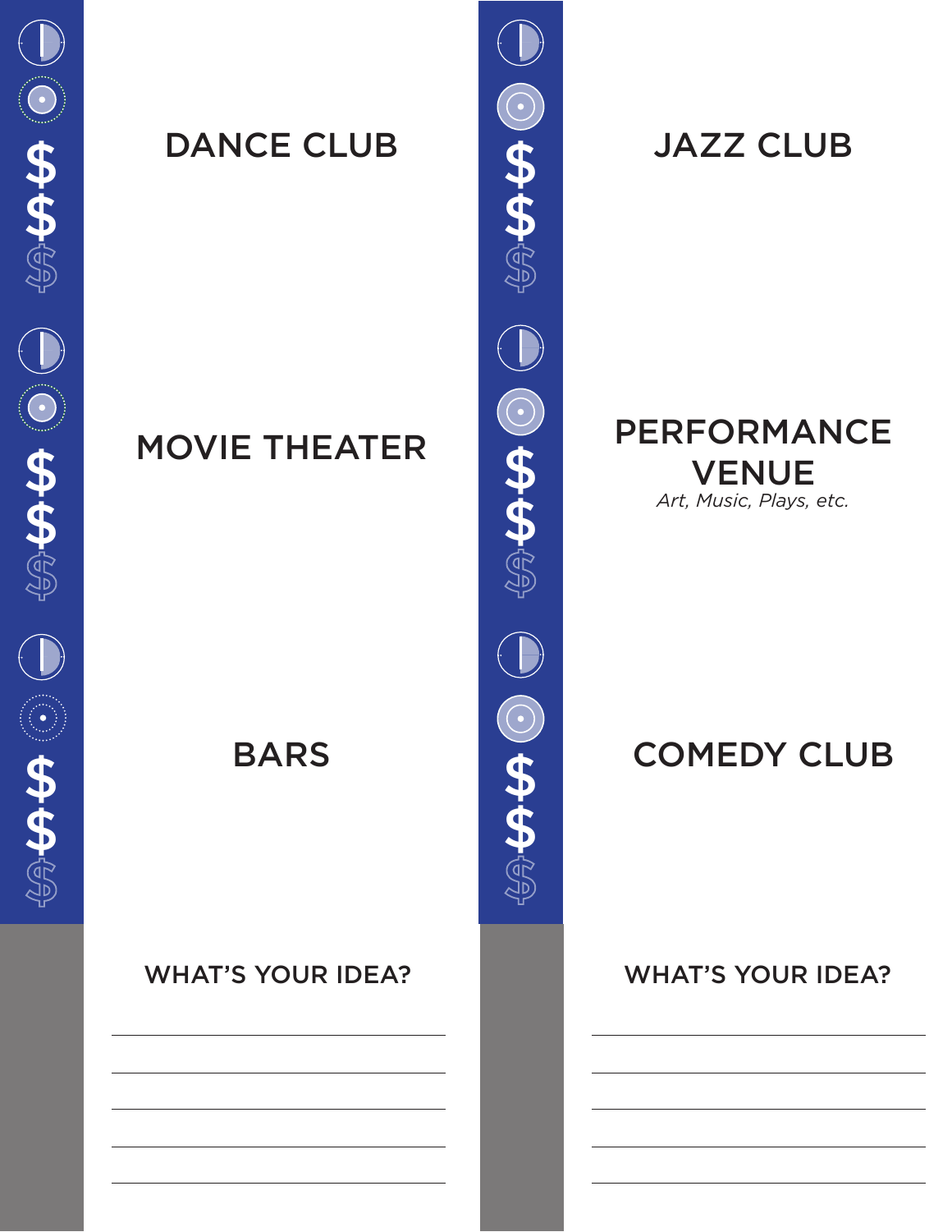DANCE CLUB

MOVIE THEATER

BARS

WHAT'S YOUR IDEA?

JAZZ CLUB

PERFORMANCE VENUE

*Art, Music, Plays, etc.*

COMEDY CLUB

WHAT'S YOUR IDEA?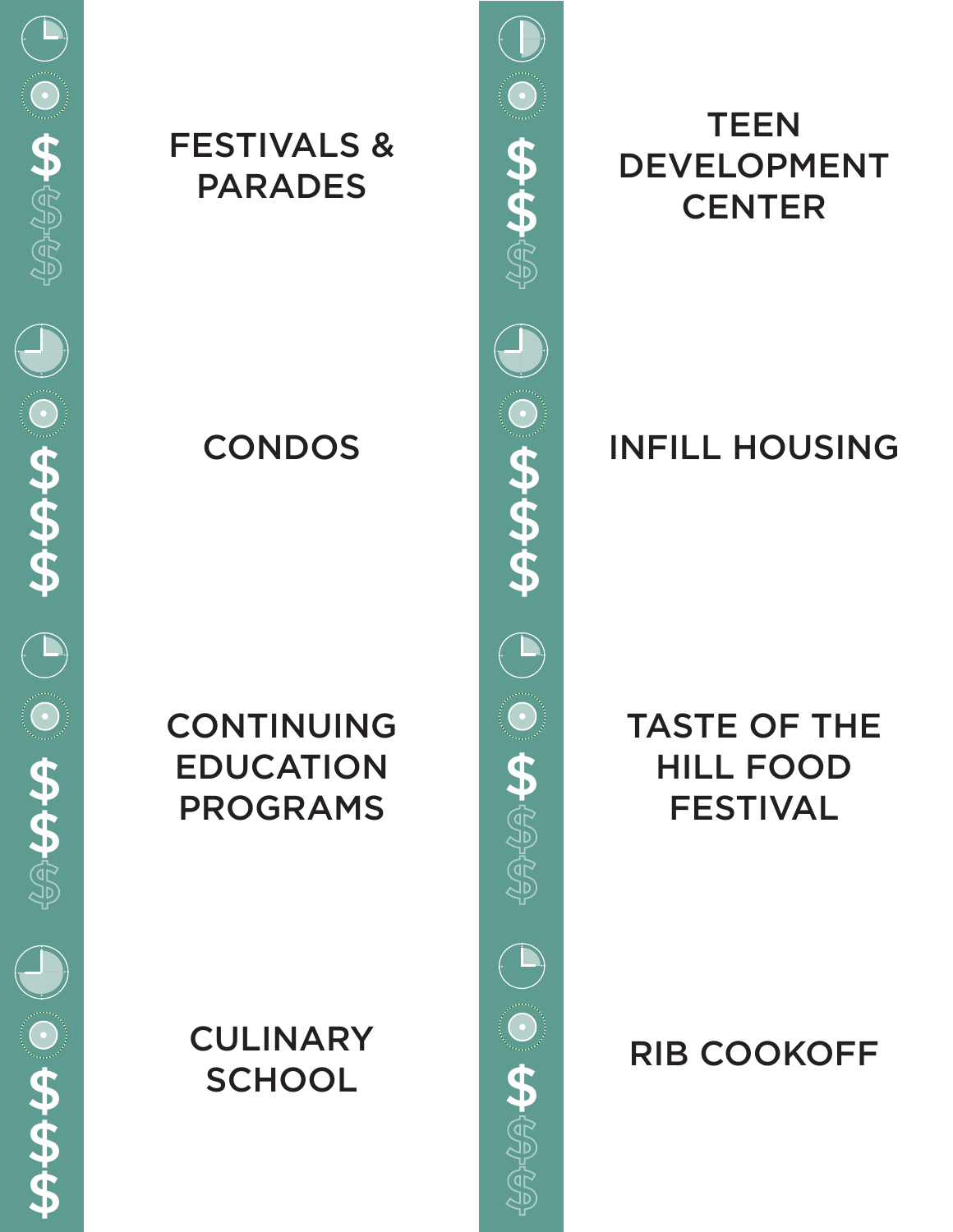FESTIVALS & PARADES

TEEN DEVELOPMENT CENTER

CONDOS

INFILL HOUSING

CONTINUING EDUCATION PROGRAMS

TASTE OF THE HILL FOOD FESTIVAL

CULINARY SCHOOL

RIB COOKOFF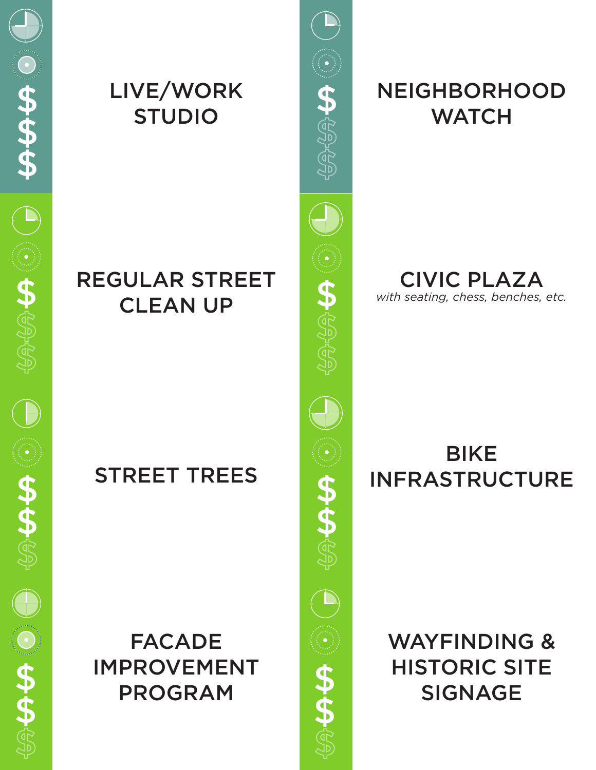LIVE/WORK STUDIO

$$$

NEIGHBORHOOD WATCH

$

REGULAR STREET CLEAN UP

$

CIVIC PLAZA
*with seating, chess, benches, etc.*

$

STREET TREES

$$

BIKE INFRASTRUCTURE

$$

FACADE IMPROVEMENT PROGRAM

$$

WAYFINDING & HISTORIC SITE SIGNAGE

$$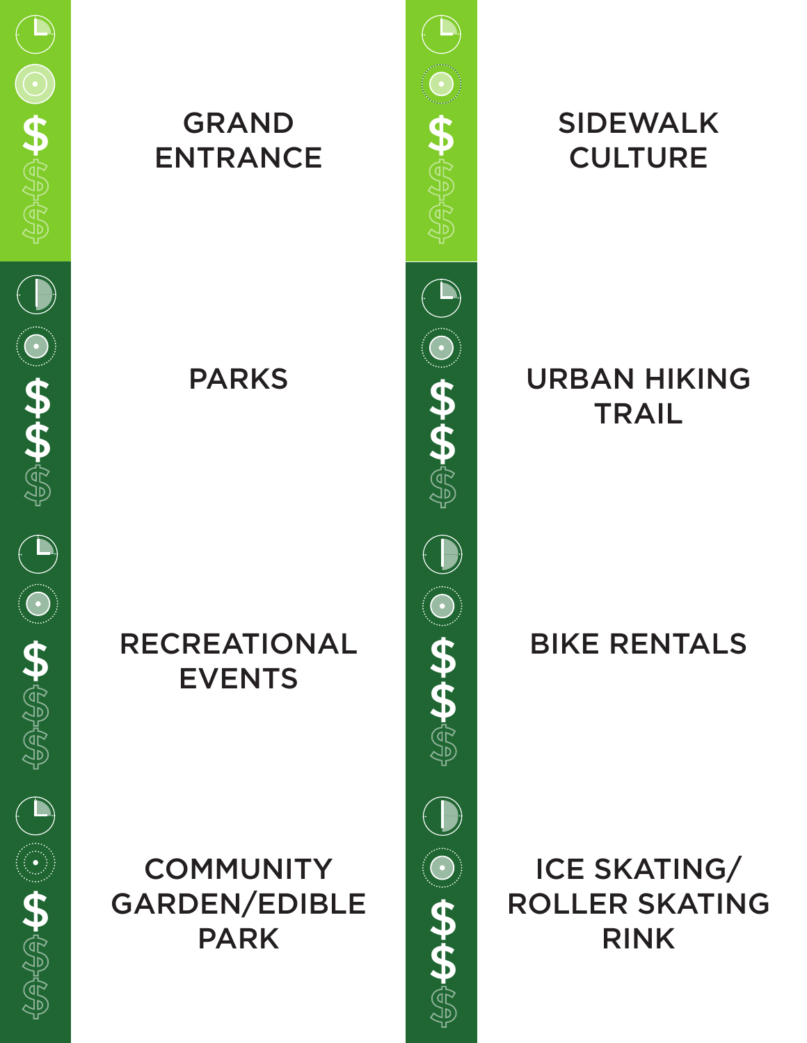GRAND ENTRANCE

PARKS

RECREATIONAL EVENTS

COMMUNITY GARDEN/EDIBLE PARK

SIDEWALK CULTURE

URBAN HIKING TRAIL

BIKE RENTALS

ICE SKATING/ ROLLER SKATING RINK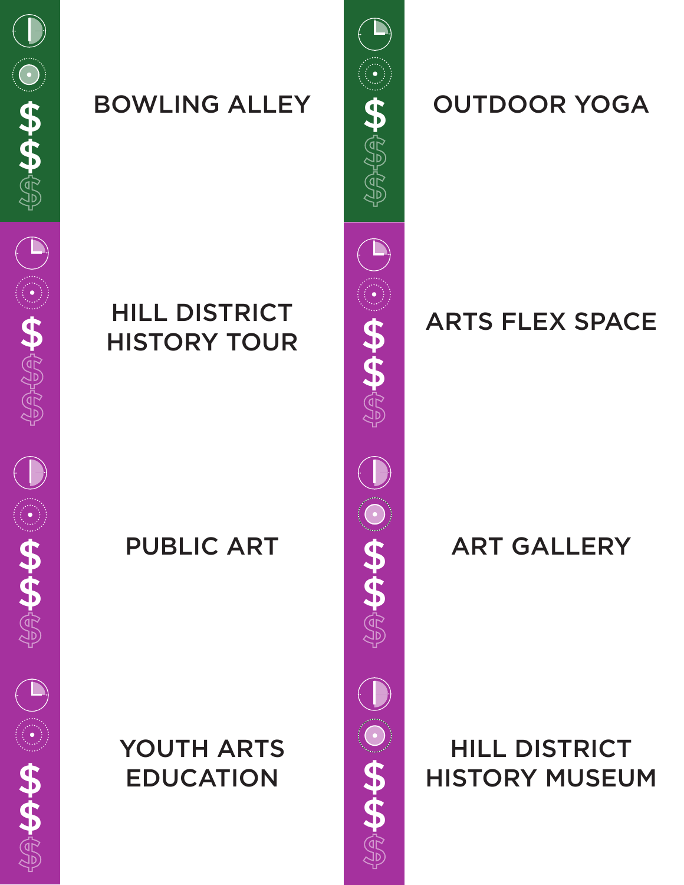BOWLING ALLEY

OUTDOOR YOGA

HILL DISTRICT HISTORY TOUR

ARTS FLEX SPACE

PUBLIC ART

ART GALLERY

YOUTH ARTS EDUCATION

HILL DISTRICT HISTORY MUSEUM